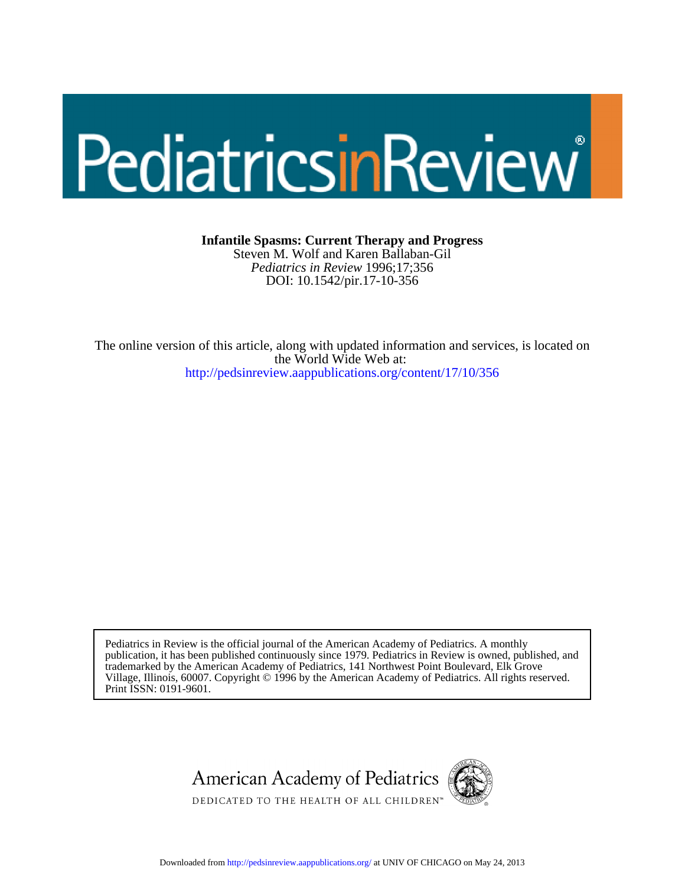# PediatricsinReview®

**Infantile Spasms: Current Therapy and Progress**
Steven M. Wolf and Karen Ballaban-Gil
*Pediatrics in Review* 1996;17;356
DOI: 10.1542/pir.17-10-356

The online version of this article, along with updated information and services, is located on the World Wide Web at:
http://pedsinreview.aappublications.org/content/17/10/356

Pediatrics in Review is the official journal of the American Academy of Pediatrics. A monthly publication, it has been published continuously since 1979. Pediatrics in Review is owned, published, and trademarked by the American Academy of Pediatrics, 141 Northwest Point Boulevard, Elk Grove Village, Illinois, 60007. Copyright © 1996 by the American Academy of Pediatrics. All rights reserved. Print ISSN: 0191-9601.

American Academy of Pediatrics
DEDICATED TO THE HEALTH OF ALL CHILDREN™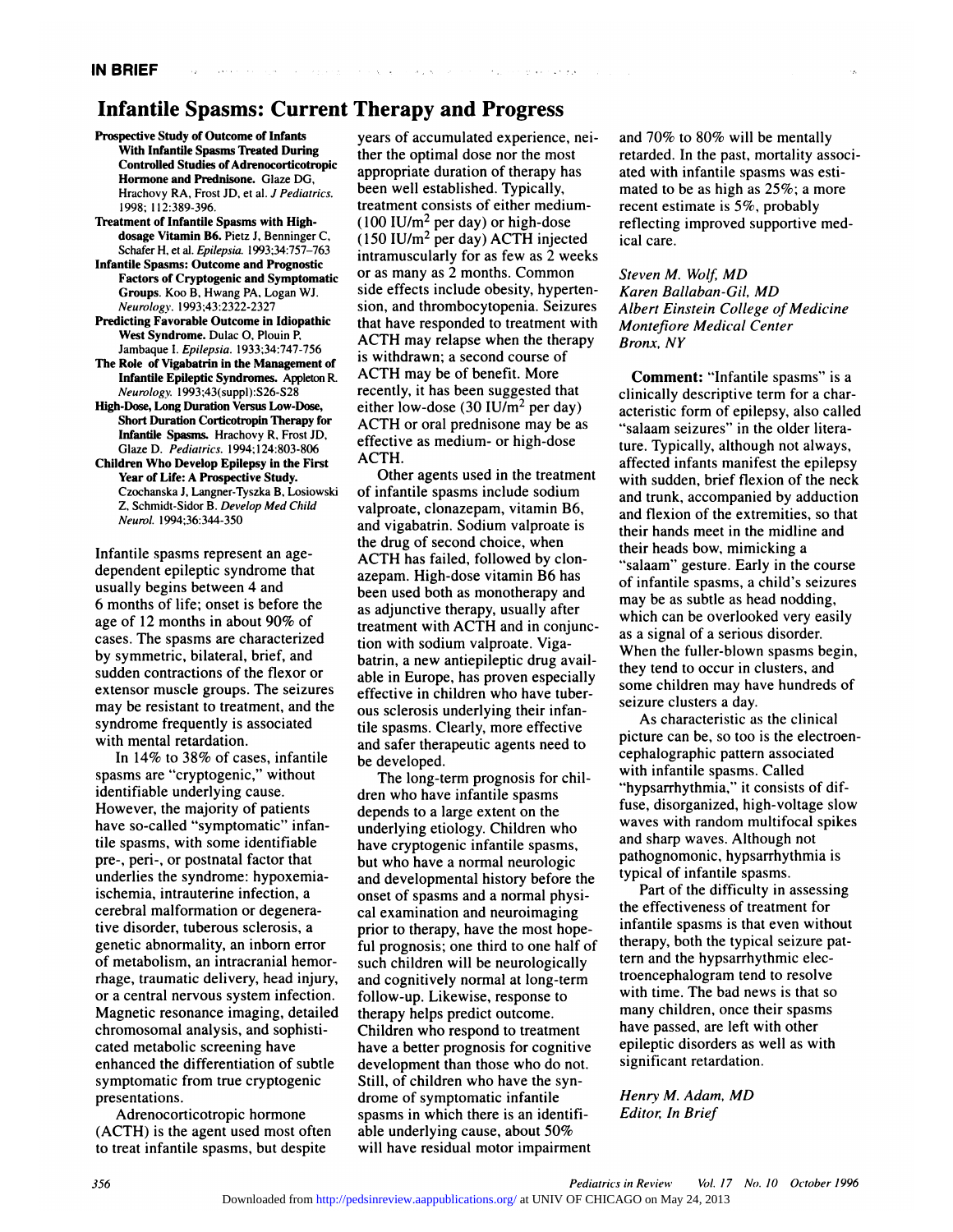**IN BRIEF**

# Infantile Spasms: Current Therapy and Progress

**Prospective Study of Outcome of Infants With Infantile Spasms Treated During Controlled Studies of Adrenocorticotropic Hormone and Prednisone.** Glaze DG, Hrachovy RA, Frost JD, et al. *J Pediatrics.* 1998; 112:389-396.

**Treatment of Infantile Spasms with High-dosage Vitamin B6.** Pietz J, Benninger C, Schafer H, et al. *Epilepsia.* 1993;34:757–763

**Infantile Spasms: Outcome and Prognostic Factors of Cryptogenic and Symptomatic Groups.** Koo B, Hwang PA, Logan WJ. *Neurology.* 1993;43:2322-2327

**Predicting Favorable Outcome in Idiopathic West Syndrome.** Dulac O, Plouin P, Jambaque I. *Epilepsia.* 1933;34:747-756

**The Role of Vigabatrin in the Management of Infantile Epileptic Syndromes.** Appleton R. *Neurology.* 1993;43(suppl):S26-S28

**High-Dose, Long Duration Versus Low-Dose, Short Duration Corticotropin Therapy for Infantile Spasms.** Hrachovy R, Frost JD, Glaze D. *Pediatrics.* 1994;124:803-806

**Children Who Develop Epilepsy in the First Year of Life: A Prospective Study.** Czochanska J, Langner-Tyszka B, Losiowski Z, Schmidt-Sidor B. *Develop Med Child Neurol.* 1994;36:344-350

Infantile spasms represent an age-dependent epileptic syndrome that usually begins between 4 and 6 months of life; onset is before the age of 12 months in about 90% of cases. The spasms are characterized by symmetric, bilateral, brief, and sudden contractions of the flexor or extensor muscle groups. The seizures may be resistant to treatment, and the syndrome frequently is associated with mental retardation.

In 14% to 38% of cases, infantile spasms are "cryptogenic," without identifiable underlying cause. However, the majority of patients have so-called "symptomatic" infantile spasms, with some identifiable pre-, peri-, or postnatal factor that underlies the syndrome: hypoxemia-ischemia, intrauterine infection, a cerebral malformation or degenerative disorder, tuberous sclerosis, a genetic abnormality, an inborn error of metabolism, an intracranial hemorrhage, traumatic delivery, head injury, or a central nervous system infection. Magnetic resonance imaging, detailed chromosomal analysis, and sophisticated metabolic screening have enhanced the differentiation of subtle symptomatic from true cryptogenic presentations.

Adrenocorticotropic hormone (ACTH) is the agent used most often to treat infantile spasms, but despite years of accumulated experience, neither the optimal dose nor the most appropriate duration of therapy has been well established. Typically, treatment consists of either medium- (100 IU/m$^2$ per day) or high-dose (150 IU/m$^2$ per day) ACTH injected intramuscularly for as few as 2 weeks or as many as 2 months. Common side effects include obesity, hypertension, and thrombocytopenia. Seizures that have responded to treatment with ACTH may relapse when the therapy is withdrawn; a second course of ACTH may be of benefit. More recently, it has been suggested that either low-dose (30 IU/m$^2$ per day) ACTH or oral prednisone may be as effective as medium- or high-dose ACTH.

Other agents used in the treatment of infantile spasms include sodium valproate, clonazepam, vitamin B6, and vigabatrin. Sodium valproate is the drug of second choice, when ACTH has failed, followed by clonazepam. High-dose vitamin B6 has been used both as monotherapy and as adjunctive therapy, usually after treatment with ACTH and in conjunction with sodium valproate. Vigabatrin, a new antiepileptic drug available in Europe, has proven especially effective in children who have tuberous sclerosis underlying their infantile spasms. Clearly, more effective and safer therapeutic agents need to be developed.

The long-term prognosis for children who have infantile spasms depends to a large extent on the underlying etiology. Children who have cryptogenic infantile spasms, but who have a normal neurologic and developmental history before the onset of spasms and a normal physical examination and neuroimaging prior to therapy, have the most hopeful prognosis; one third to one half of such children will be neurologically and cognitively normal at long-term follow-up. Likewise, response to therapy helps predict outcome. Children who respond to treatment have a better prognosis for cognitive development than those who do not. Still, of children who have the syndrome of symptomatic infantile spasms in which there is an identifiable underlying cause, about 50% will have residual motor impairment and 70% to 80% will be mentally retarded. In the past, mortality associated with infantile spasms was estimated to be as high as 25%; a more recent estimate is 5%, probably reflecting improved supportive medical care.

*Steven M. Wolf, MD*
*Karen Ballaban-Gil, MD*
*Albert Einstein College of Medicine*
*Montefiore Medical Center*
*Bronx, NY*

**Comment:** "Infantile spasms" is a clinically descriptive term for a characteristic form of epilepsy, also called "salaam seizures" in the older literature. Typically, although not always, affected infants manifest the epilepsy with sudden, brief flexion of the neck and trunk, accompanied by adduction and flexion of the extremities, so that their hands meet in the midline and their heads bow, mimicking a "salaam" gesture. Early in the course of infantile spasms, a child's seizures may be as subtle as head nodding, which can be overlooked very easily as a signal of a serious disorder. When the fuller-blown spasms begin, they tend to occur in clusters, and some children may have hundreds of seizure clusters a day.

As characteristic as the clinical picture can be, so too is the electroencephalographic pattern associated with infantile spasms. Called "hypsarrhythmia," it consists of diffuse, disorganized, high-voltage slow waves with random multifocal spikes and sharp waves. Although not pathognomonic, hypsarrhythmia is typical of infantile spasms.

Part of the difficulty in assessing the effectiveness of treatment for infantile spasms is that even without therapy, both the typical seizure pattern and the hypsarrhythmic electroencephalogram tend to resolve with time. The bad news is that so many children, once their spasms have passed, are left with other epileptic disorders as well as with significant retardation.

*Henry M. Adam, MD*
*Editor, In Brief*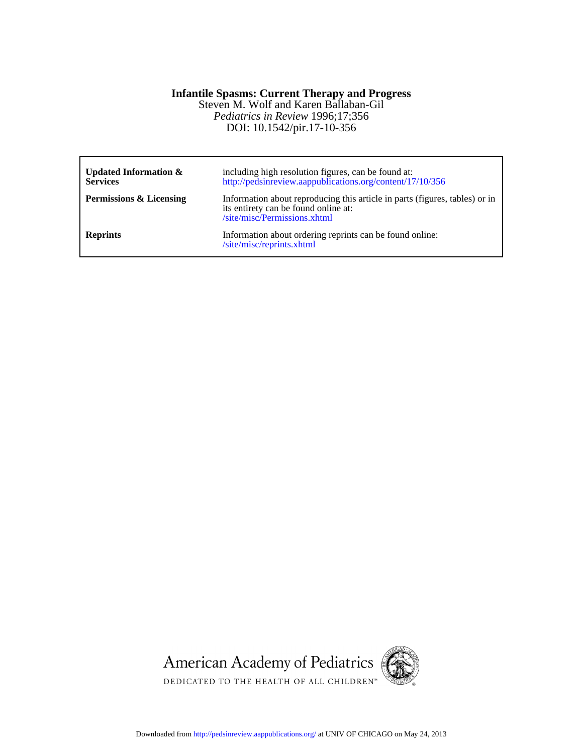# Infantile Spasms: Current Therapy and Progress

Steven M. Wolf and Karen Ballaban-Gil

*Pediatrics in Review* 1996;17;356

DOI: 10.1542/pir.17-10-356

| | |
|---|---|
| **Updated Information & Services** | including high resolution figures, can be found at: http://pedsinreview.aappublications.org/content/17/10/356 |
| **Permissions & Licensing** | Information about reproducing this article in parts (figures, tables) or in its entirety can be found online at: /site/misc/Permissions.xhtml |
| **Reprints** | Information about ordering reprints can be found online: /site/misc/reprints.xhtml |

American Academy of Pediatrics

DEDICATED TO THE HEALTH OF ALL CHILDREN™

Downloaded from http://pedsinreview.aappublications.org/ at UNIV OF CHICAGO on May 24, 2013